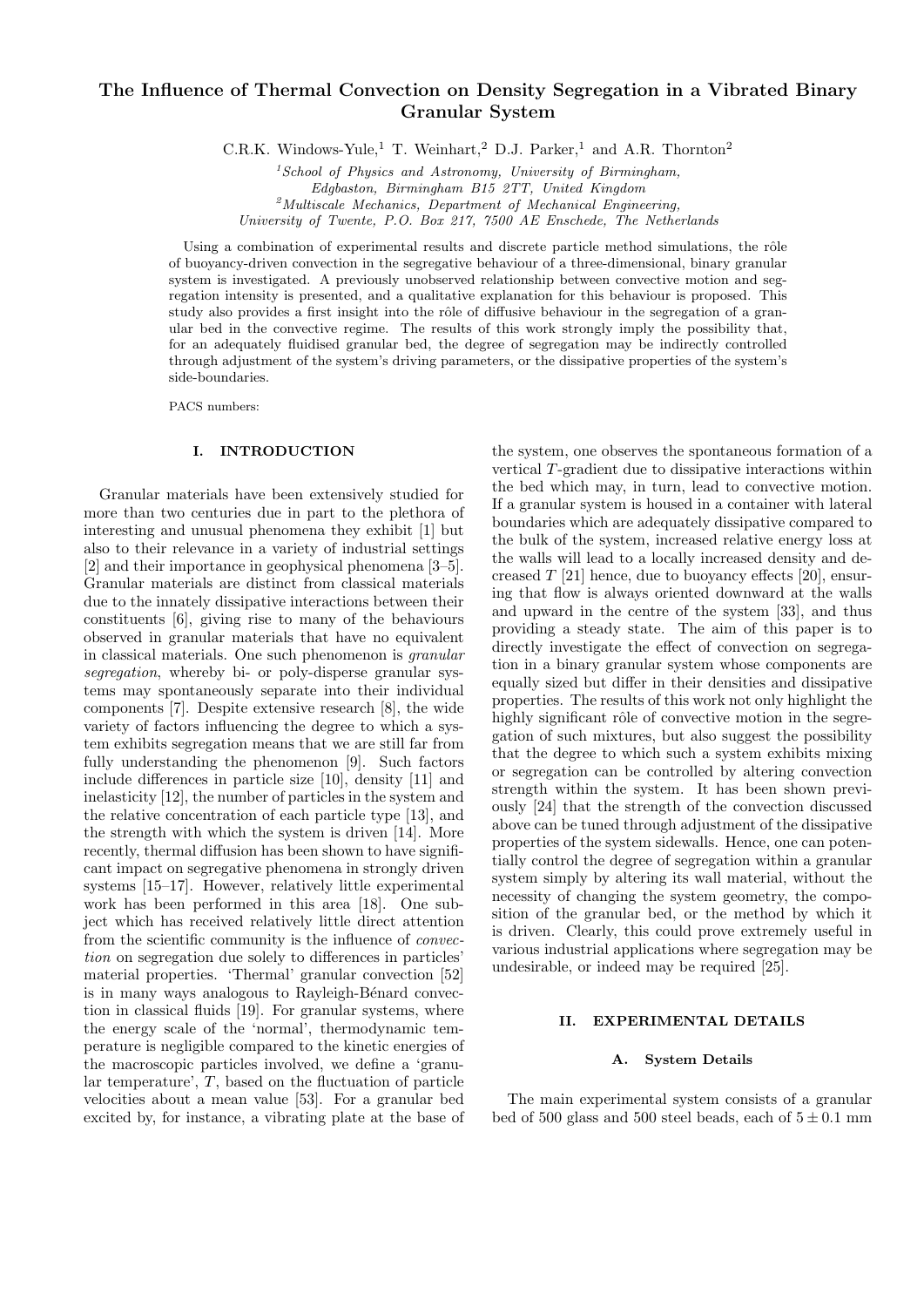# The Influence of Thermal Convection on Density Segregation in a Vibrated Binary Granular System

C.R.K. Windows-Yule,[1] T. Weinhart,[2] D.J. Parker,[1] and A.R. Thornton[2]

[1] *School of Physics and Astronomy, University of Birmingham, Edgbaston, Birmingham B15 2TT, United Kingdom*
[2] *Multiscale Mechanics, Department of Mechanical Engineering, University of Twente, P.O. Box 217, 7500 AE Enschede, The Netherlands*

Using a combination of experimental results and discrete particle method simulations, the rôle of buoyancy-driven convection in the segregative behaviour of a three-dimensional, binary granular system is investigated. A previously unobserved relationship between convective motion and segregation intensity is presented, and a qualitative explanation for this behaviour is proposed. This study also provides a first insight into the rôle of diffusive behaviour in the segregation of a granular bed in the convective regime. The results of this work strongly imply the possibility that, for an adequately fluidised granular bed, the degree of segregation may be indirectly controlled through adjustment of the system's driving parameters, or the dissipative properties of the system's side-boundaries.

PACS numbers:

## I. INTRODUCTION

Granular materials have been extensively studied for more than two centuries due in part to the plethora of interesting and unusual phenomena they exhibit [1] but also to their relevance in a variety of industrial settings [2] and their importance in geophysical phenomena [3–5]. Granular materials are distinct from classical materials due to the innately dissipative interactions between their constituents [6], giving rise to many of the behaviours observed in granular materials that have no equivalent in classical materials. One such phenomenon is *granular segregation*, whereby bi- or poly-disperse granular systems may spontaneously separate into their individual components [7]. Despite extensive research [8], the wide variety of factors influencing the degree to which a system exhibits segregation means that we are still far from fully understanding the phenomenon [9]. Such factors include differences in particle size [10], density [11] and inelasticity [12], the number of particles in the system and the relative concentration of each particle type [13], and the strength with which the system is driven [14]. More recently, thermal diffusion has been shown to have significant impact on segregative phenomena in strongly driven systems [15–17]. However, relatively little experimental work has been performed in this area [18]. One subject which has received relatively little direct attention from the scientific community is the influence of *convection* on segregation due solely to differences in particles' material properties. 'Thermal' granular convection [52] is in many ways analogous to Rayleigh-Bénard convection in classical fluids [19]. For granular systems, where the energy scale of the 'normal', thermodynamic temperature is negligible compared to the kinetic energies of the macroscopic particles involved, we define a 'granular temperature', $T$, based on the fluctuation of particle velocities about a mean value [53]. For a granular bed excited by, for instance, a vibrating plate at the base of the system, one observes the spontaneous formation of a vertical $T$-gradient due to dissipative interactions within the bed which may, in turn, lead to convective motion. If a granular system is housed in a container with lateral boundaries which are adequately dissipative compared to the bulk of the system, increased relative energy loss at the walls will lead to a locally increased density and decreased $T$ [21] hence, due to buoyancy effects [20], ensuring that flow is always oriented downward at the walls and upward in the centre of the system [33], and thus providing a steady state. The aim of this paper is to directly investigate the effect of convection on segregation in a binary granular system whose components are equally sized but differ in their densities and dissipative properties. The results of this work not only highlight the highly significant rôle of convective motion in the segregation of such mixtures, but also suggest the possibility that the degree to which such a system exhibits mixing or segregation can be controlled by altering convection strength within the system. It has been shown previously [24] that the strength of the convection discussed above can be tuned through adjustment of the dissipative properties of the system sidewalls. Hence, one can potentially control the degree of segregation within a granular system simply by altering its wall material, without the necessity of changing the system geometry, the composition of the granular bed, or the method by which it is driven. Clearly, this could prove extremely useful in various industrial applications where segregation may be undesirable, or indeed may be required [25].

## II. EXPERIMENTAL DETAILS

### A. System Details

The main experimental system consists of a granular bed of 500 glass and 500 steel beads, each of $5 \pm 0.1$ mm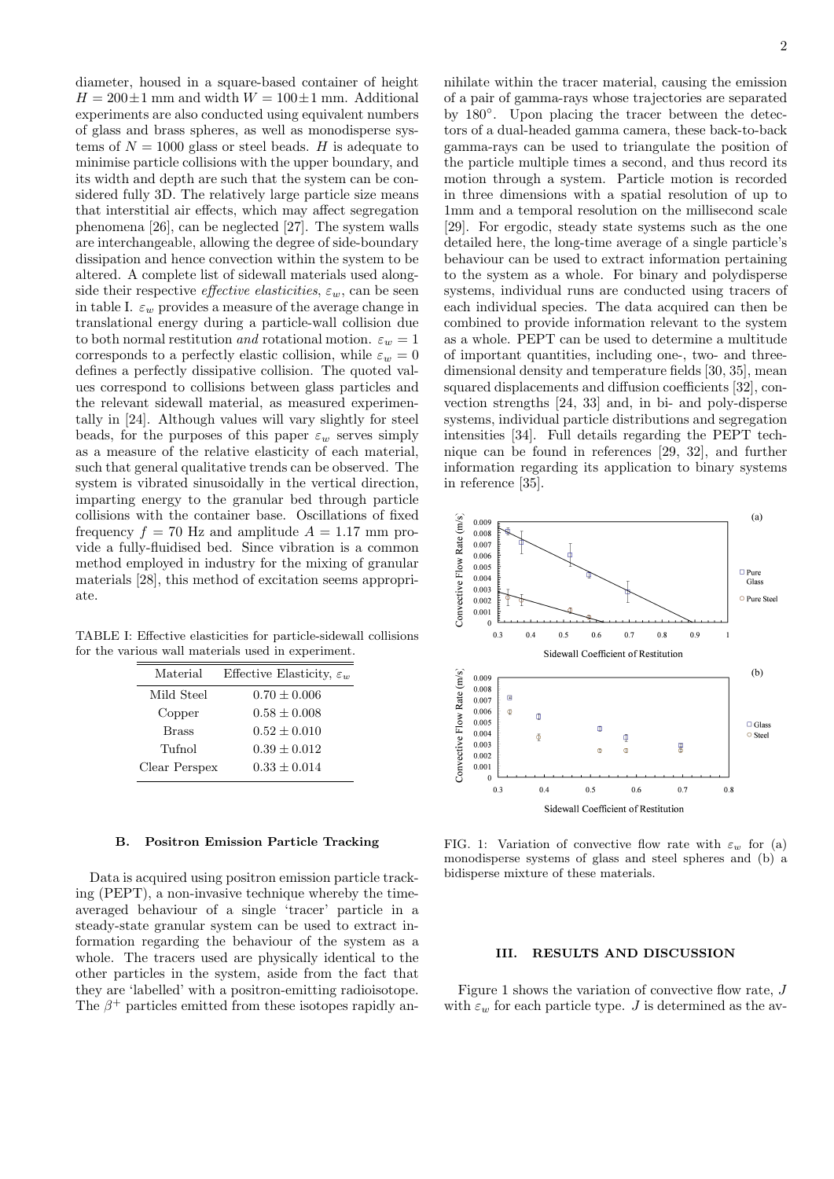diameter, housed in a square-based container of height $H = 200\pm1$ mm and width $W = 100\pm1$ mm. Additional experiments are also conducted using equivalent numbers of glass and brass spheres, as well as monodisperse systems of $N = 1000$ glass or steel beads. $H$ is adequate to minimise particle collisions with the upper boundary, and its width and depth are such that the system can be considered fully 3D. The relatively large particle size means that interstitial air effects, which may affect segregation phenomena [26], can be neglected [27]. The system walls are interchangeable, allowing the degree of side-boundary dissipation and hence convection within the system to be altered. A complete list of sidewall materials used alongside their respective *effective elasticities*, $\varepsilon_w$, can be seen in table I. $\varepsilon_w$ provides a measure of the average change in translational energy during a particle-wall collision due to both normal restitution *and* rotational motion. $\varepsilon_w = 1$ corresponds to a perfectly elastic collision, while $\varepsilon_w = 0$ defines a perfectly dissipative collision. The quoted values correspond to collisions between glass particles and the relevant sidewall material, as measured experimentally in [24]. Although values will vary slightly for steel beads, for the purposes of this paper $\varepsilon_w$ serves simply as a measure of the relative elasticity of each material, such that general qualitative trends can be observed. The system is vibrated sinusoidally in the vertical direction, imparting energy to the granular bed through particle collisions with the container base. Oscillations of fixed frequency $f = 70$ Hz and amplitude $A = 1.17$ mm provide a fully-fluidised bed. Since vibration is a common method employed in industry for the mixing of granular materials [28], this method of excitation seems appropriate.

TABLE I: Effective elasticities for particle-sidewall collisions for the various wall materials used in experiment.

| Material | Effective Elasticity, $\varepsilon_w$ |
|---|---|
| Mild Steel | $0.70 \pm 0.006$ |
| Copper | $0.58 \pm 0.008$ |
| Brass | $0.52 \pm 0.010$ |
| Tufnol | $0.39 \pm 0.012$ |
| Clear Perspex | $0.33 \pm 0.014$ |

### B. Positron Emission Particle Tracking

Data is acquired using positron emission particle tracking (PEPT), a non-invasive technique whereby the time-averaged behaviour of a single 'tracer' particle in a steady-state granular system can be used to extract information regarding the behaviour of the system as a whole. The tracers used are physically identical to the other particles in the system, aside from the fact that they are 'labelled' with a positron-emitting radioisotope. The $\beta^+$ particles emitted from these isotopes rapidly annihilate within the tracer material, causing the emission of a pair of gamma-rays whose trajectories are separated by 180°. Upon placing the tracer between the detectors of a dual-headed gamma camera, these back-to-back gamma-rays can be used to triangulate the position of the particle multiple times a second, and thus record its motion through a system. Particle motion is recorded in three dimensions with a spatial resolution of up to 1mm and a temporal resolution on the millisecond scale [29]. For ergodic, steady state systems such as the one detailed here, the long-time average of a single particle's behaviour can be used to extract information pertaining to the system as a whole. For binary and polydisperse systems, individual runs are conducted using tracers of each individual species. The data acquired can then be combined to provide information relevant to the system as a whole. PEPT can be used to determine a multitude of important quantities, including one-, two- and three-dimensional density and temperature fields [30, 35], mean squared displacements and diffusion coefficients [32], convection strengths [24, 33] and, in bi- and poly-disperse systems, individual particle distributions and segregation intensities [34]. Full details regarding the PEPT technique can be found in references [29, 32], and further information regarding its application to binary systems in reference [35].

FIG. 1: Variation of convective flow rate with $\varepsilon_w$ for (a) monodisperse systems of glass and steel spheres and (b) a bidisperse mixture of these materials.

## III. RESULTS AND DISCUSSION

Figure 1 shows the variation of convective flow rate, $J$ with $\varepsilon_w$ for each particle type. $J$ is determined as the av-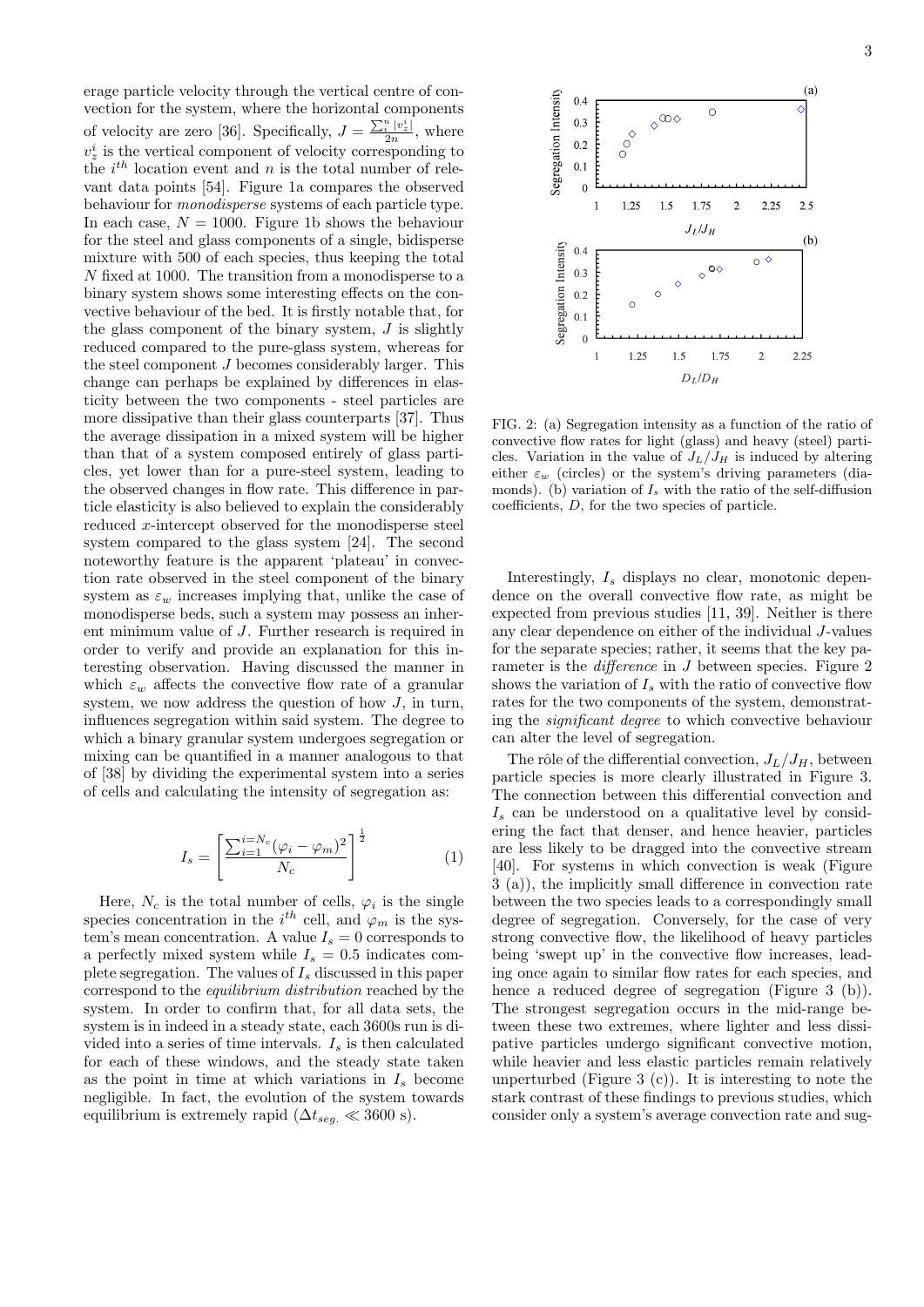erage particle velocity through the vertical centre of convection for the system, where the horizontal components of velocity are zero [36]. Specifically, $J = \frac{\sum_i^n |v_z^i|}{2n}$, where $v_z^i$ is the vertical component of velocity corresponding to the $i^{th}$ location event and $n$ is the total number of relevant data points [54]. Figure 1a compares the observed behaviour for *monodisperse* systems of each particle type. In each case, $N = 1000$. Figure 1b shows the behaviour for the steel and glass components of a single, bidisperse mixture with 500 of each species, thus keeping the total $N$ fixed at 1000. The transition from a monodisperse to a binary system shows some interesting effects on the convective behaviour of the bed. It is firstly notable that, for the glass component of the binary system, $J$ is slightly reduced compared to the pure-glass system, whereas for the steel component $J$ becomes considerably larger. This change can perhaps be explained by differences in elasticity between the two components - steel particles are more dissipative than their glass counterparts [37]. Thus the average dissipation in a mixed system will be higher than that of a system composed entirely of glass particles, yet lower than for a pure-steel system, leading to the observed changes in flow rate. This difference in particle elasticity is also believed to explain the considerably reduced $x$-intercept observed for the monodisperse steel system compared to the glass system [24]. The second noteworthy feature is the apparent 'plateau' in convection rate observed in the steel component of the binary system as $\varepsilon_w$ increases implying that, unlike the case of monodisperse beds, such a system may possess an inherent minimum value of $J$. Further research is required in order to verify and provide an explanation for this interesting observation. Having discussed the manner in which $\varepsilon_w$ affects the convective flow rate of a granular system, we now address the question of how $J$, in turn, influences segregation within said system. The degree to which a binary granular system undergoes segregation or mixing can be quantified in a manner analogous to that of [38] by dividing the experimental system into a series of cells and calculating the intensity of segregation as:

$$I_s = \left[ \frac{\sum_{i=1}^{i=N_c} (\varphi_i - \varphi_m)^2}{N_c} \right]^{\frac{1}{2}} \tag{1}$$

Here, $N_c$ is the total number of cells, $\varphi_i$ is the single species concentration in the $i^{th}$ cell, and $\varphi_m$ is the system's mean concentration. A value $I_s = 0$ corresponds to a perfectly mixed system while $I_s = 0.5$ indicates complete segregation. The values of $I_s$ discussed in this paper correspond to the *equilibrium distribution* reached by the system. In order to confirm that, for all data sets, the system is in indeed in a steady state, each 3600s run is divided into a series of time intervals. $I_s$ is then calculated for each of these windows, and the steady state taken as the point in time at which variations in $I_s$ become negligible. In fact, the evolution of the system towards equilibrium is extremely rapid ($\Delta t_{seg.} \ll 3600$ s).

FIG. 2: (a) Segregation intensity as a function of the ratio of convective flow rates for light (glass) and heavy (steel) particles. Variation in the value of $J_L/J_H$ is induced by altering either $\varepsilon_w$ (circles) or the system's driving parameters (diamonds). (b) variation of $I_s$ with the ratio of the self-diffusion coefficients, $D$, for the two species of particle.

Interestingly, $I_s$ displays no clear, monotonic dependence on the overall convective flow rate, as might be expected from previous studies [11, 39]. Neither is there any clear dependence on either of the individual $J$-values for the separate species; rather, it seems that the key parameter is the *difference* in $J$ between species. Figure 2 shows the variation of $I_s$ with the ratio of convective flow rates for the two components of the system, demonstrating the *significant degree* to which convective behaviour can alter the level of segregation.

The rôle of the differential convection, $J_L/J_H$, between particle species is more clearly illustrated in Figure 3. The connection between this differential convection and $I_s$ can be understood on a qualitative level by considering the fact that denser, and hence heavier, particles are less likely to be dragged into the convective stream [40]. For systems in which convection is weak (Figure 3 (a)), the implicitly small difference in convection rate between the two species leads to a correspondingly small degree of segregation. Conversely, for the case of very strong convective flow, the likelihood of heavy particles being 'swept up' in the convective flow increases, leading once again to similar flow rates for each species, and hence a reduced degree of segregation (Figure 3 (b)). The strongest segregation occurs in the mid-range between these two extremes, where lighter and less dissipative particles undergo significant convective motion, while heavier and less elastic particles remain relatively unperturbed (Figure 3 (c)). It is interesting to note the stark contrast of these findings to previous studies, which consider only a system's average convection rate and sug-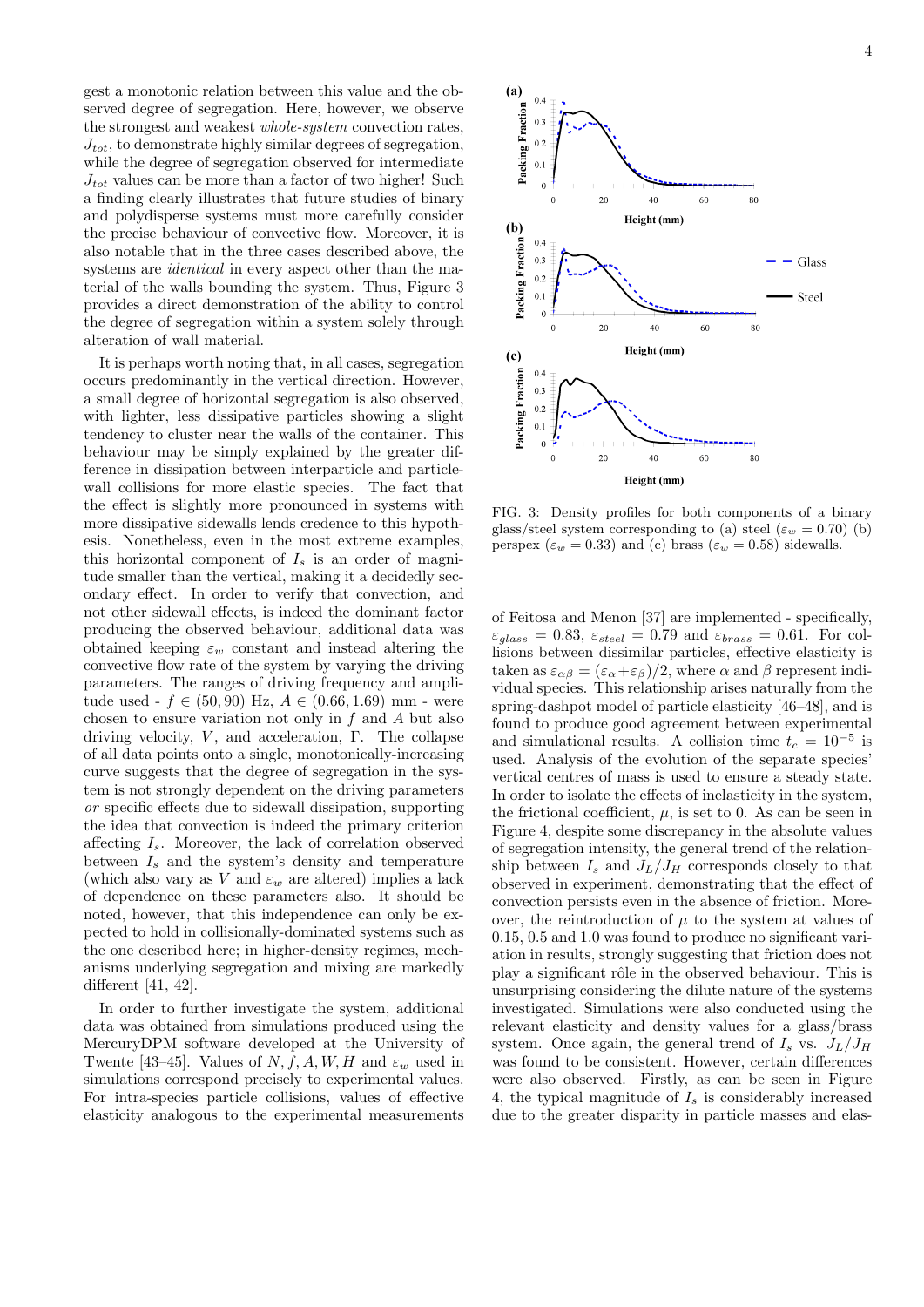gest a monotonic relation between this value and the observed degree of segregation. Here, however, we observe the strongest and weakest *whole-system* convection rates, $J_{tot}$, to demonstrate highly similar degrees of segregation, while the degree of segregation observed for intermediate $J_{tot}$ values can be more than a factor of two higher! Such a finding clearly illustrates that future studies of binary and polydisperse systems must more carefully consider the precise behaviour of convective flow. Moreover, it is also notable that in the three cases described above, the systems are *identical* in every aspect other than the material of the walls bounding the system. Thus, Figure 3 provides a direct demonstration of the ability to control the degree of segregation within a system solely through alteration of wall material.

It is perhaps worth noting that, in all cases, segregation occurs predominantly in the vertical direction. However, a small degree of horizontal segregation is also observed, with lighter, less dissipative particles showing a slight tendency to cluster near the walls of the container. This behaviour may be simply explained by the greater difference in dissipation between interparticle and particle-wall collisions for more elastic species. The fact that the effect is slightly more pronounced in systems with more dissipative sidewalls lends credence to this hypothesis. Nonetheless, even in the most extreme examples, this horizontal component of $I_s$ is an order of magnitude smaller than the vertical, making it a decidedly secondary effect. In order to verify that convection, and not other sidewall effects, is indeed the dominant factor producing the observed behaviour, additional data was obtained keeping $\varepsilon_w$ constant and instead altering the convective flow rate of the system by varying the driving parameters. The ranges of driving frequency and amplitude used - $f \in (50, 90)$ Hz, $A \in (0.66, 1.69)$ mm - were chosen to ensure variation not only in $f$ and $A$ but also driving velocity, $V$, and acceleration, $\Gamma$. The collapse of all data points onto a single, monotonically-increasing curve suggests that the degree of segregation in the system is not strongly dependent on the driving parameters *or* specific effects due to sidewall dissipation, supporting the idea that convection is indeed the primary criterion affecting $I_s$. Moreover, the lack of correlation observed between $I_s$ and the system's density and temperature (which also vary as $V$ and $\varepsilon_w$ are altered) implies a lack of dependence on these parameters also. It should be noted, however, that this independence can only be expected to hold in collisionally-dominated systems such as the one described here; in higher-density regimes, mechanisms underlying segregation and mixing are markedly different [41, 42].

In order to further investigate the system, additional data was obtained from simulations produced using the MercuryDPM software developed at the University of Twente [43–45]. Values of $N, f, A, W, H$ and $\varepsilon_w$ used in simulations correspond precisely to experimental values. For intra-species particle collisions, values of effective elasticity analogous to the experimental measurements of Feitosa and Menon [37] are implemented - specifically, $\varepsilon_{glass} = 0.83$, $\varepsilon_{steel} = 0.79$ and $\varepsilon_{brass} = 0.61$. For collisions between dissimilar particles, effective elasticity is taken as $\varepsilon_{\alpha\beta} = (\varepsilon_\alpha + \varepsilon_\beta)/2$, where $\alpha$ and $\beta$ represent individual species. This relationship arises naturally from the spring-dashpot model of particle elasticity [46–48], and is found to produce good agreement between experimental and simulational results. A collision time $t_c = 10^{-5}$ is used. Analysis of the evolution of the separate species' vertical centres of mass is used to ensure a steady state. In order to isolate the effects of inelasticity in the system, the frictional coefficient, $\mu$, is set to 0. As can be seen in Figure 4, despite some discrepancy in the absolute values of segregation intensity, the general trend of the relationship between $I_s$ and $J_L/J_H$ corresponds closely to that observed in experiment, demonstrating that the effect of convection persists even in the absence of friction. Moreover, the reintroduction of $\mu$ to the system at values of 0.15, 0.5 and 1.0 was found to produce no significant variation in results, strongly suggesting that friction does not play a significant rôle in the observed behaviour. This is unsurprising considering the dilute nature of the systems investigated. Simulations were also conducted using the relevant elasticity and density values for a glass/brass system. Once again, the general trend of $I_s$ vs. $J_L/J_H$ was found to be consistent. However, certain differences were also observed. Firstly, as can be seen in Figure 4, the typical magnitude of $I_s$ is considerably increased due to the greater disparity in particle masses and elas-

FIG. 3: Density profiles for both components of a binary glass/steel system corresponding to (a) steel ($\varepsilon_w = 0.70$) (b) perspex ($\varepsilon_w = 0.33$) and (c) brass ($\varepsilon_w = 0.58$) sidewalls.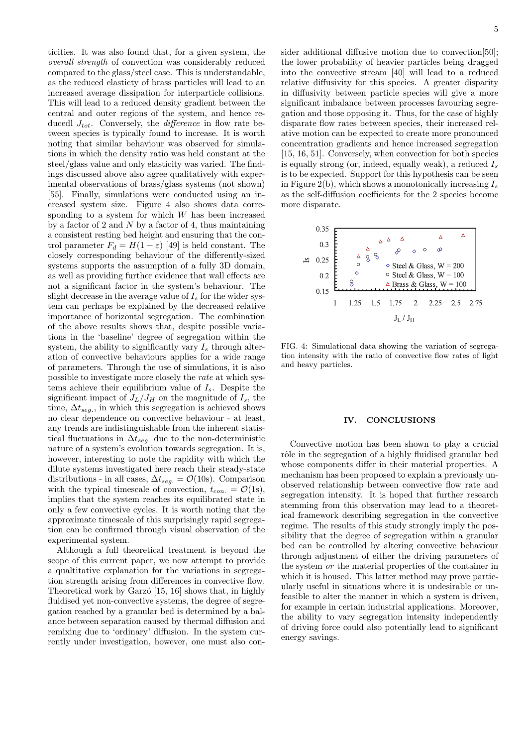ticities. It was also found that, for a given system, the *overall strength* of convection was considerably reduced compared to the glass/steel case. This is understandable, as the reduced elasticty of brass particles will lead to an increased average dissipation for interparticle collisions. This will lead to a reduced density gradient between the central and outer regions of the system, and hence reducedl $J_{tot}$. Conversely, the *difference* in flow rate between species is typically found to increase. It is worth noting that similar behaviour was observed for simulations in which the density ratio was held constant at the steel/glass value and only elasticity was varied. The findings discussed above also agree qualitatively with experimental observations of brass/glass systems (not shown) [55]. Finally, simulations were conducted using an increased system size. Figure 4 also shows data corresponding to a system for which $W$ has been increased by a factor of 2 and $N$ by a factor of 4, thus maintaining a consistent resting bed height and ensuring that the control parameter $F_d = H(1 - \varepsilon)$ [49] is held constant. The closely corresponding behaviour of the differently-sized systems supports the assumption of a fully 3D domain, as well as providing further evidence that wall effects are not a significant factor in the system's behaviour. The slight decrease in the average value of $I_s$ for the wider system can perhaps be explained by the decreased relative importance of horizontal segregation. The combination of the above results shows that, despite possible variations in the 'baseline' degree of segregation within the system, the ability to significantly vary $I_s$ through alteration of convective behaviours applies for a wide range of parameters. Through the use of simulations, it is also possible to investigate more closely the *rate* at which systems achieve their equilibrium value of $I_s$. Despite the significant impact of $J_L/J_H$ on the magnitude of $I_s$, the time, $\Delta t_{seg.}$, in which this segregation is achieved shows no clear dependence on convective behaviour - at least, any trends are indistinguishable from the inherent statistical fluctuations in $\Delta t_{seg.}$ due to the non-deterministic nature of a system's evolution towards segregation. It is, however, interesting to note the rapidity with which the dilute systems investigated here reach their steady-state distributions - in all cases, $\Delta t_{seg.} = \mathcal{O}(10\text{s})$. Comparison with the typical timescale of convection, $t_{con.} = \mathcal{O}(1\text{s})$, implies that the system reaches its equilibrated state in only a few convective cycles. It is worth noting that the approximate timescale of this surprisingly rapid segregation can be confirmed through visual observation of the experimental system.

Although a full theoretical treatment is beyond the scope of this current paper, we now attempt to provide a qualtitative explanation for the variations in segregation strength arising from differences in convective flow. Theoretical work by Garzó [15, 16] shows that, in highly fluidised yet non-convective systems, the degree of segregation reached by a granular bed is determined by a balance between separation caused by thermal diffusion and remixing due to 'ordinary' diffusion. In the system currently under investigation, however, one must also consider additional diffusive motion due to convection[50]; the lower probability of heavier particles being dragged into the convective stream [40] will lead to a reduced relative diffusivity for this species. A greater disparity in diffusivity between particle species will give a more significant imbalance between processes favouring segregation and those opposing it. Thus, for the case of highly disparate flow rates between species, their increased relative motion can be expected to create more pronounced concentration gradients and hence increased segregation [15, 16, 51]. Conversely, when convection for both species is equally strong (or, indeed, equally weak), a reduced $I_s$ is to be expected. Support for this hypothesis can be seen in Figure 2(b), which shows a monotonically increasing $I_s$ as the self-diffusion coefficients for the 2 species become more disparate.

FIG. 4: Simulational data showing the variation of segregation intensity with the ratio of convective flow rates of light and heavy particles.

## IV. CONCLUSIONS

Convective motion has been shown to play a crucial rôle in the segregation of a highly fluidised granular bed whose components differ in their material properties. A mechanism has been proposed to explain a previously unobserved relationship between convective flow rate and segregation intensity. It is hoped that further research stemming from this observation may lead to a theoretical framework describing segregation in the convective regime. The results of this study strongly imply the possibility that the degree of segregation within a granular bed can be controlled by altering convective behaviour through adjustment of either the driving parameters of the system *or* the material properties of the container in which it is housed. This latter method may prove particularly useful in situations where it is undesirable or unfeasible to alter the manner in which a system is driven, for example in certain industrial applications. Moreover, the ability to vary segregation intensity independently of driving force could also potentially lead to significant energy savings.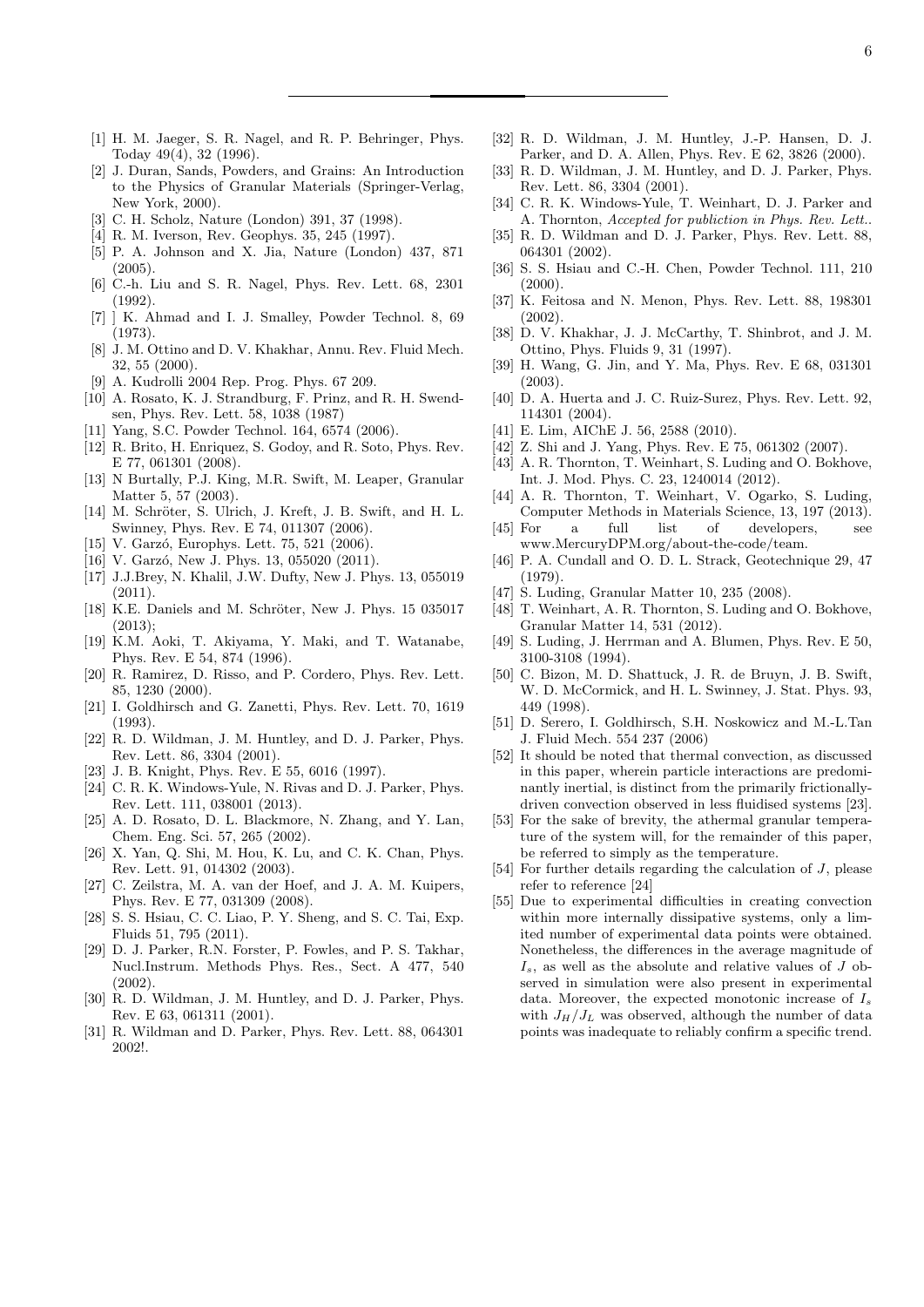- [1] H. M. Jaeger, S. R. Nagel, and R. P. Behringer, Phys. Today 49(4), 32 (1996).
- [2] J. Duran, Sands, Powders, and Grains: An Introduction to the Physics of Granular Materials (Springer-Verlag, New York, 2000).
- [3] C. H. Scholz, Nature (London) 391, 37 (1998).
- [4] R. M. Iverson, Rev. Geophys. 35, 245 (1997).
- [5] P. A. Johnson and X. Jia, Nature (London) 437, 871 (2005).
- [6] C.-h. Liu and S. R. Nagel, Phys. Rev. Lett. 68, 2301 (1992).
- [7] ] K. Ahmad and I. J. Smalley, Powder Technol. 8, 69 (1973).
- [8] J. M. Ottino and D. V. Khakhar, Annu. Rev. Fluid Mech. 32, 55 (2000).
- [9] A. Kudrolli 2004 Rep. Prog. Phys. 67 209.
- [10] A. Rosato, K. J. Strandburg, F. Prinz, and R. H. Swendsen, Phys. Rev. Lett. 58, 1038 (1987)
- [11] Yang, S.C. Powder Technol. 164, 6574 (2006).
- [12] R. Brito, H. Enriquez, S. Godoy, and R. Soto, Phys. Rev. E 77, 061301 (2008).
- [13] N Burtally, P.J. King, M.R. Swift, M. Leaper, Granular Matter 5, 57 (2003).
- [14] M. Schröter, S. Ulrich, J. Kreft, J. B. Swift, and H. L. Swinney, Phys. Rev. E 74, 011307 (2006).
- [15] V. Garzó, Europhys. Lett. 75, 521 (2006).
- [16] V. Garzó, New J. Phys. 13, 055020 (2011).
- [17] J.J.Brey, N. Khalil, J.W. Dufty, New J. Phys. 13, 055019 (2011).
- [18] K.E. Daniels and M. Schröter, New J. Phys. 15 035017 (2013);
- [19] K.M. Aoki, T. Akiyama, Y. Maki, and T. Watanabe, Phys. Rev. E 54, 874 (1996).
- [20] R. Ramirez, D. Risso, and P. Cordero, Phys. Rev. Lett. 85, 1230 (2000).
- [21] I. Goldhirsch and G. Zanetti, Phys. Rev. Lett. 70, 1619 (1993).
- [22] R. D. Wildman, J. M. Huntley, and D. J. Parker, Phys. Rev. Lett. 86, 3304 (2001).
- [23] J. B. Knight, Phys. Rev. E 55, 6016 (1997).
- [24] C. R. K. Windows-Yule, N. Rivas and D. J. Parker, Phys. Rev. Lett. 111, 038001 (2013).
- [25] A. D. Rosato, D. L. Blackmore, N. Zhang, and Y. Lan, Chem. Eng. Sci. 57, 265 (2002).
- [26] X. Yan, Q. Shi, M. Hou, K. Lu, and C. K. Chan, Phys. Rev. Lett. 91, 014302 (2003).
- [27] C. Zeilstra, M. A. van der Hoef, and J. A. M. Kuipers, Phys. Rev. E 77, 031309 (2008).
- [28] S. S. Hsiau, C. C. Liao, P. Y. Sheng, and S. C. Tai, Exp. Fluids 51, 795 (2011).
- [29] D. J. Parker, R.N. Forster, P. Fowles, and P. S. Takhar, Nucl.Instrum. Methods Phys. Res., Sect. A 477, 540 (2002).
- [30] R. D. Wildman, J. M. Huntley, and D. J. Parker, Phys. Rev. E 63, 061311 (2001).
- [31] R. Wildman and D. Parker, Phys. Rev. Lett. 88, 064301 2002!.
- [32] R. D. Wildman, J. M. Huntley, J.-P. Hansen, D. J. Parker, and D. A. Allen, Phys. Rev. E 62, 3826 (2000).
- [33] R. D. Wildman, J. M. Huntley, and D. J. Parker, Phys. Rev. Lett. 86, 3304 (2001).
- [34] C. R. K. Windows-Yule, T. Weinhart, D. J. Parker and A. Thornton, *Accepted for publiction in Phys. Rev. Lett.*.
- [35] R. D. Wildman and D. J. Parker, Phys. Rev. Lett. 88, 064301 (2002).
- [36] S. S. Hsiau and C.-H. Chen, Powder Technol. 111, 210 (2000).
- [37] K. Feitosa and N. Menon, Phys. Rev. Lett. 88, 198301 (2002).
- [38] D. V. Khakhar, J. J. McCarthy, T. Shinbrot, and J. M. Ottino, Phys. Fluids 9, 31 (1997).
- [39] H. Wang, G. Jin, and Y. Ma, Phys. Rev. E 68, 031301 (2003).
- [40] D. A. Huerta and J. C. Ruiz-Surez, Phys. Rev. Lett. 92, 114301 (2004).
- [41] E. Lim, AIChE J. 56, 2588 (2010).
- [42] Z. Shi and J. Yang, Phys. Rev. E 75, 061302 (2007).
- [43] A. R. Thornton, T. Weinhart, S. Luding and O. Bokhove, Int. J. Mod. Phys. C. 23, 1240014 (2012).
- [44] A. R. Thornton, T. Weinhart, V. Ogarko, S. Luding, Computer Methods in Materials Science, 13, 197 (2013).
- [45] For a full list of developers, see www.MercuryDPM.org/about-the-code/team.
- [46] P. A. Cundall and O. D. L. Strack, Geotechnique 29, 47 (1979).
- [47] S. Luding, Granular Matter 10, 235 (2008).
- [48] T. Weinhart, A. R. Thornton, S. Luding and O. Bokhove, Granular Matter 14, 531 (2012).
- [49] S. Luding, J. Herrman and A. Blumen, Phys. Rev. E 50, 3100-3108 (1994).
- [50] C. Bizon, M. D. Shattuck, J. R. de Bruyn, J. B. Swift, W. D. McCormick, and H. L. Swinney, J. Stat. Phys. 93, 449 (1998).
- [51] D. Serero, I. Goldhirsch, S.H. Noskowicz and M.-L.Tan J. Fluid Mech. 554 237 (2006)
- [52] It should be noted that thermal convection, as discussed in this paper, wherein particle interactions are predominantly inertial, is distinct from the primarily frictionally-driven convection observed in less fluidised systems [23].
- [53] For the sake of brevity, the athermal granular temperature of the system will, for the remainder of this paper, be referred to simply as the temperature.
- [54] For further details regarding the calculation of $J$, please refer to reference [24]
- [55] Due to experimental difficulties in creating convection within more internally dissipative systems, only a limited number of experimental data points were obtained. Nonetheless, the differences in the average magnitude of $I_s$, as well as the absolute and relative values of $J$ observed in simulation were also present in experimental data. Moreover, the expected monotonic increase of $I_s$ with $J_H/J_L$ was observed, although the number of data points was inadequate to reliably confirm a specific trend.